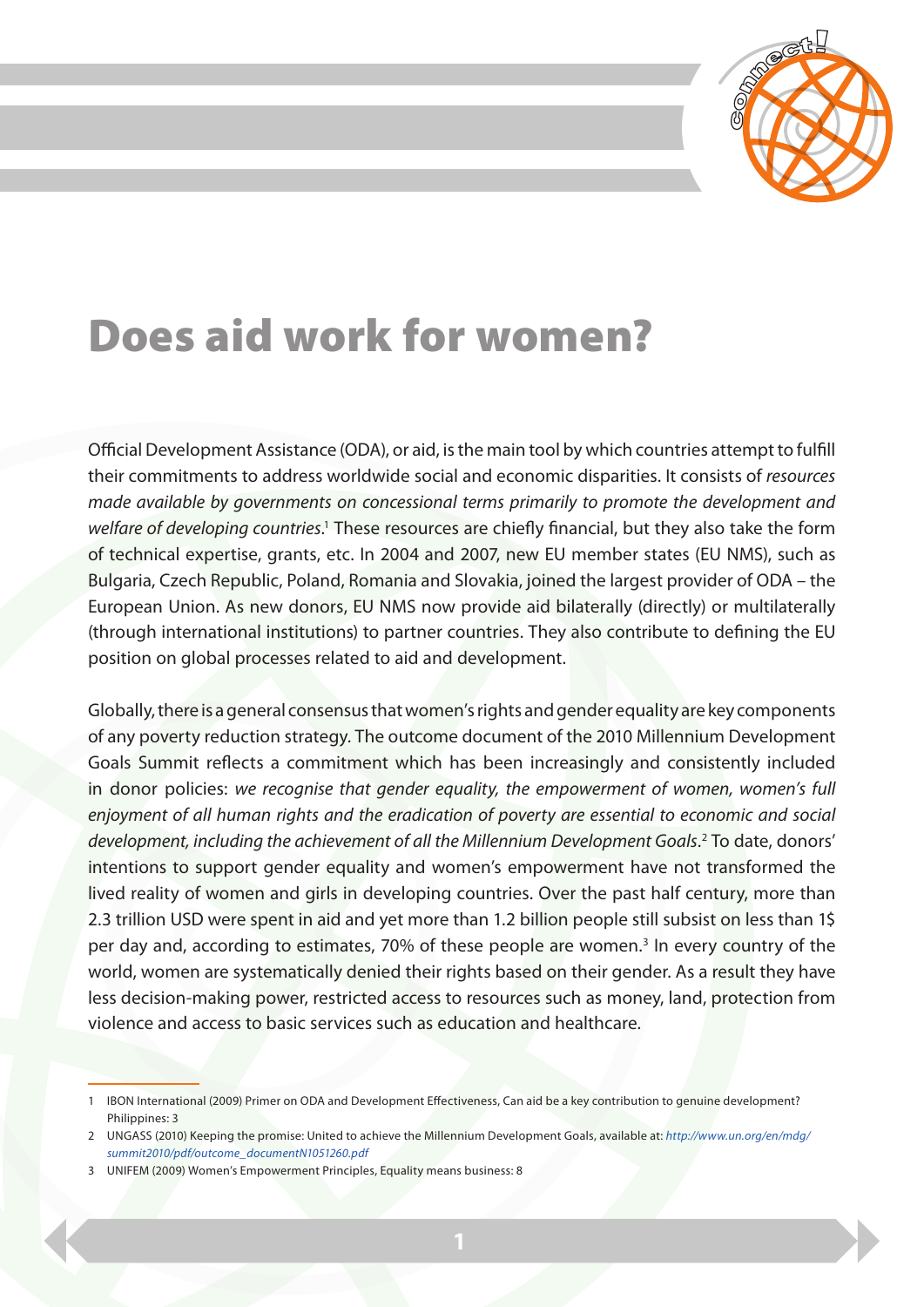# Does aid work for women?

Official Development Assistance (ODA), or aid, is the main tool by which countries attempt to fulfill their commitments to address worldwide social and economic disparities. It consists of *resources made available by governments on concessional terms primarily to promote the development and welfare of developing countries*.[1] These resources are chiefly financial, but they also take the form of technical expertise, grants, etc. In 2004 and 2007, new EU member states (EU NMS), such as Bulgaria, Czech Republic, Poland, Romania and Slovakia, joined the largest provider of ODA – the European Union. As new donors, EU NMS now provide aid bilaterally (directly) or multilaterally (through international institutions) to partner countries. They also contribute to defining the EU position on global processes related to aid and development.

Globally, there is a general consensus that women's rights and gender equality are key components of any poverty reduction strategy. The outcome document of the 2010 Millennium Development Goals Summit reflects a commitment which has been increasingly and consistently included in donor policies: *we recognise that gender equality, the empowerment of women, women's full enjoyment of all human rights and the eradication of poverty are essential to economic and social development, including the achievement of all the Millennium Development Goals*.[2] To date, donors' intentions to support gender equality and women's empowerment have not transformed the lived reality of women and girls in developing countries. Over the past half century, more than 2.3 trillion USD were spent in aid and yet more than 1.2 billion people still subsist on less than 1$ per day and, according to estimates, 70% of these people are women.[3] In every country of the world, women are systematically denied their rights based on their gender. As a result they have less decision-making power, restricted access to resources such as money, land, protection from violence and access to basic services such as education and healthcare.

---

1 IBON International (2009) Primer on ODA and Development Effectiveness, Can aid be a key contribution to genuine development? Philippines: 3

2 UNGASS (2010) Keeping the promise: United to achieve the Millennium Development Goals, available at: *http://www.un.org/en/mdg/summit2010/pdf/outcome_documentN1051260.pdf*

3 UNIFEM (2009) Women's Empowerment Principles, Equality means business: 8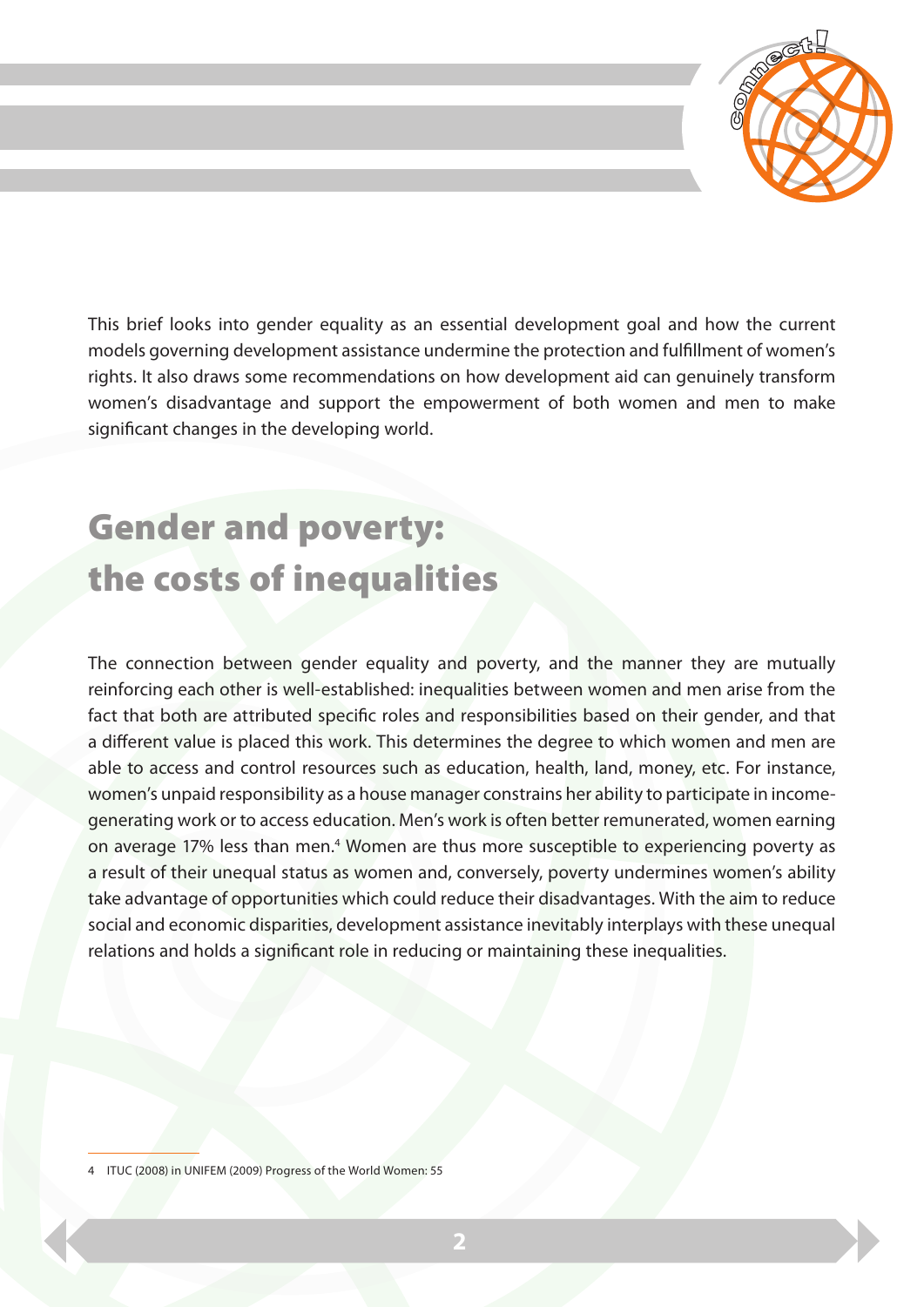This brief looks into gender equality as an essential development goal and how the current models governing development assistance undermine the protection and fulfillment of women's rights. It also draws some recommendations on how development aid can genuinely transform women's disadvantage and support the empowerment of both women and men to make significant changes in the developing world.

## Gender and poverty: the costs of inequalities

The connection between gender equality and poverty, and the manner they are mutually reinforcing each other is well-established: inequalities between women and men arise from the fact that both are attributed specific roles and responsibilities based on their gender, and that a different value is placed this work. This determines the degree to which women and men are able to access and control resources such as education, health, land, money, etc. For instance, women's unpaid responsibility as a house manager constrains her ability to participate in income-generating work or to access education. Men's work is often better remunerated, women earning on average 17% less than men.[4] Women are thus more susceptible to experiencing poverty as a result of their unequal status as women and, conversely, poverty undermines women's ability take advantage of opportunities which could reduce their disadvantages. With the aim to reduce social and economic disparities, development assistance inevitably interplays with these unequal relations and holds a significant role in reducing or maintaining these inequalities.

---

4 ITUC (2008) in UNIFEM (2009) Progress of the World Women: 55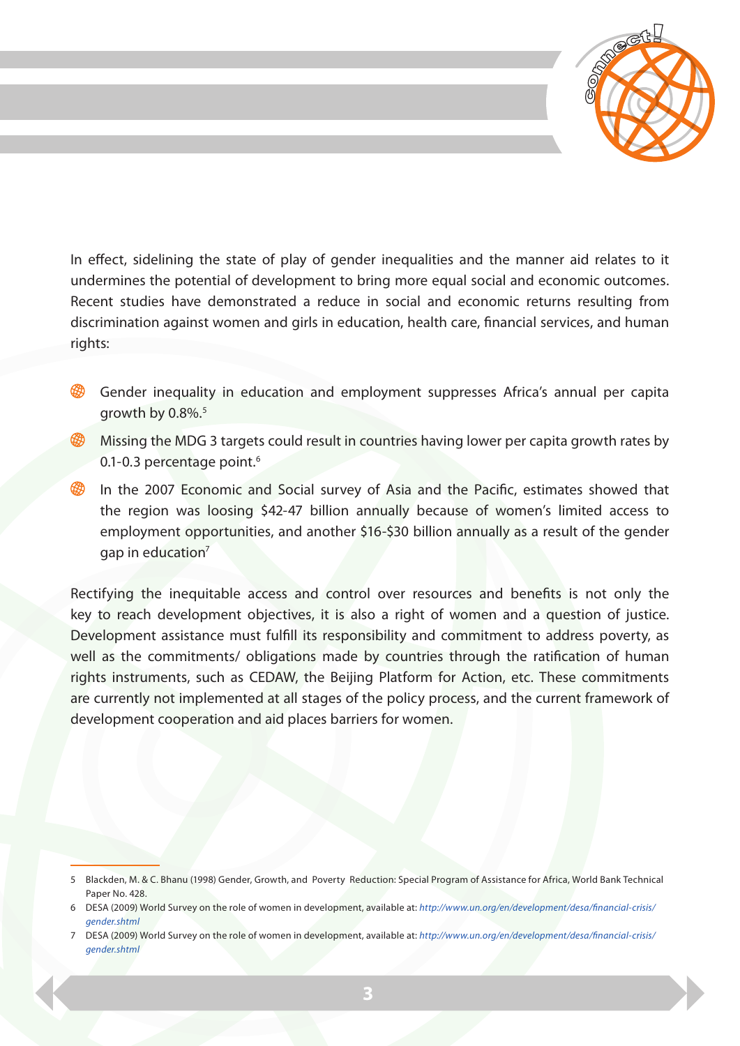In effect, sidelining the state of play of gender inequalities and the manner aid relates to it undermines the potential of development to bring more equal social and economic outcomes. Recent studies have demonstrated a reduce in social and economic returns resulting from discrimination against women and girls in education, health care, financial services, and human rights:

- Gender inequality in education and employment suppresses Africa's annual per capita growth by 0.8%.[5]
- Missing the MDG 3 targets could result in countries having lower per capita growth rates by 0.1-0.3 percentage point.[6]
- In the 2007 Economic and Social survey of Asia and the Pacific, estimates showed that the region was loosing $42-47 billion annually because of women's limited access to employment opportunities, and another $16-$30 billion annually as a result of the gender gap in education[7]

Rectifying the inequitable access and control over resources and benefits is not only the key to reach development objectives, it is also a right of women and a question of justice. Development assistance must fulfill its responsibility and commitment to address poverty, as well as the commitments/ obligations made by countries through the ratification of human rights instruments, such as CEDAW, the Beijing Platform for Action, etc. These commitments are currently not implemented at all stages of the policy process, and the current framework of development cooperation and aid places barriers for women.

---

5 Blackden, M. & C. Bhanu (1998) Gender, Growth, and Poverty Reduction: Special Program of Assistance for Africa, World Bank Technical Paper No. 428.

6 DESA (2009) World Survey on the role of women in development, available at: *http://www.un.org/en/development/desa/financial-crisis/gender.shtml*

7 DESA (2009) World Survey on the role of women in development, available at: *http://www.un.org/en/development/desa/financial-crisis/gender.shtml*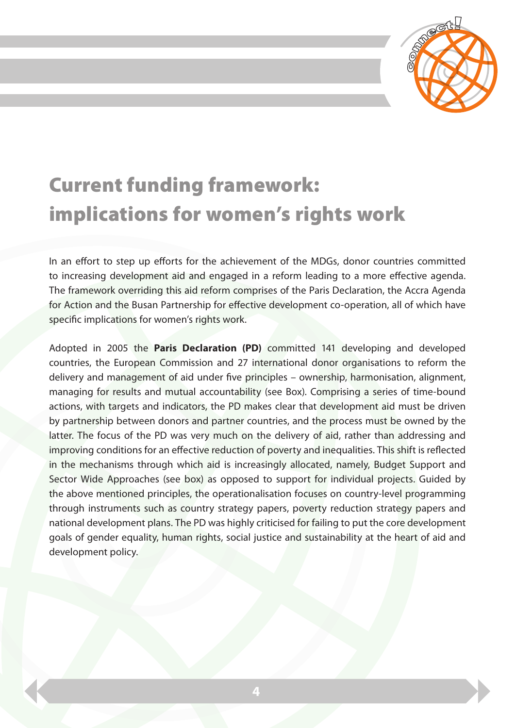# Current funding framework: implications for women's rights work

In an effort to step up efforts for the achievement of the MDGs, donor countries committed to increasing development aid and engaged in a reform leading to a more effective agenda. The framework overriding this aid reform comprises of the Paris Declaration, the Accra Agenda for Action and the Busan Partnership for effective development co-operation, all of which have specific implications for women's rights work.

Adopted in 2005 the **Paris Declaration (PD)** committed 141 developing and developed countries, the European Commission and 27 international donor organisations to reform the delivery and management of aid under five principles – ownership, harmonisation, alignment, managing for results and mutual accountability (see Box). Comprising a series of time-bound actions, with targets and indicators, the PD makes clear that development aid must be driven by partnership between donors and partner countries, and the process must be owned by the latter. The focus of the PD was very much on the delivery of aid, rather than addressing and improving conditions for an effective reduction of poverty and inequalities. This shift is reflected in the mechanisms through which aid is increasingly allocated, namely, Budget Support and Sector Wide Approaches (see box) as opposed to support for individual projects. Guided by the above mentioned principles, the operationalisation focuses on country-level programming through instruments such as country strategy papers, poverty reduction strategy papers and national development plans. The PD was highly criticised for failing to put the core development goals of gender equality, human rights, social justice and sustainability at the heart of aid and development policy.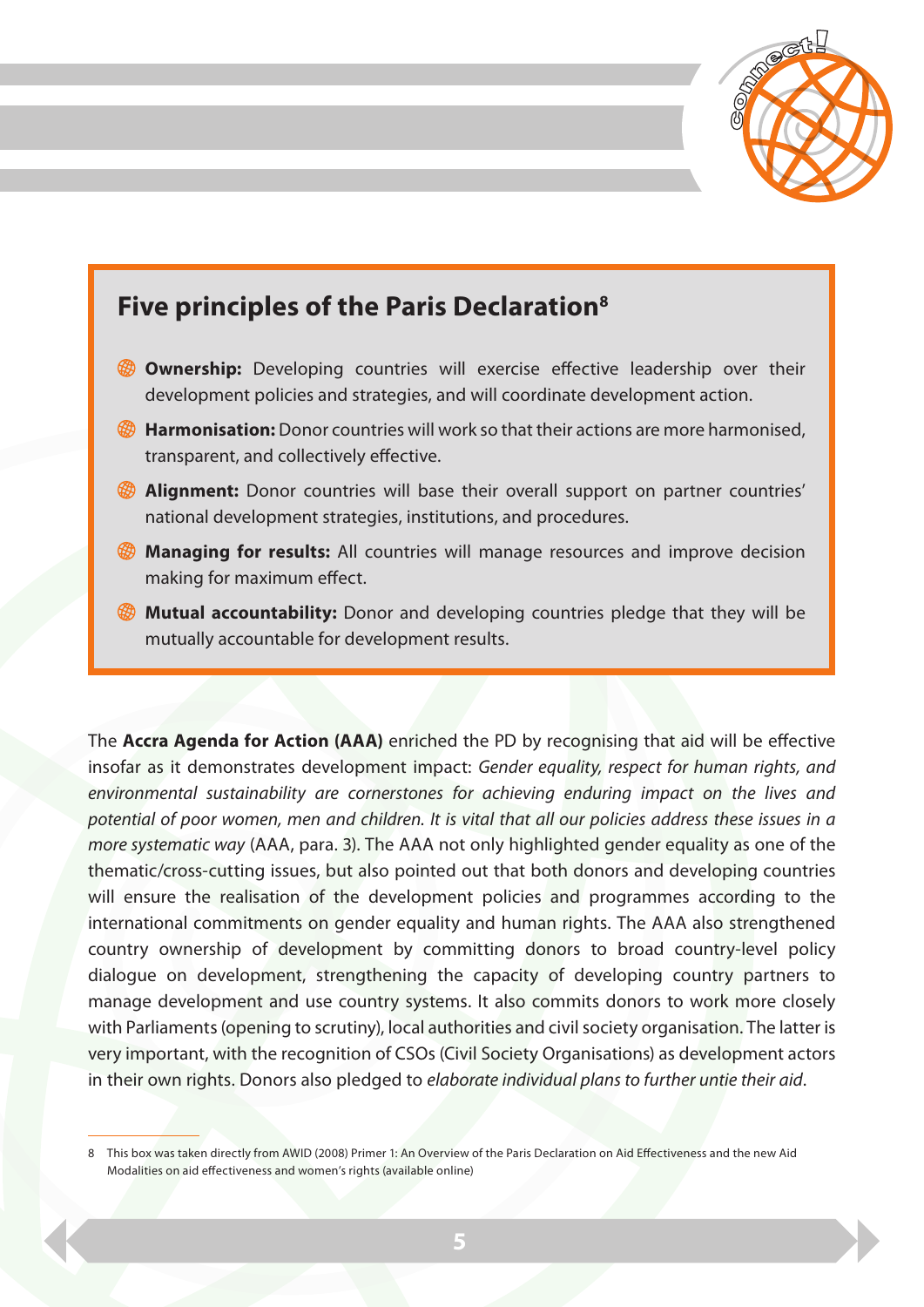## Five principles of the Paris Declaration[8]

- **Ownership:** Developing countries will exercise effective leadership over their development policies and strategies, and will coordinate development action.
- **Harmonisation:** Donor countries will work so that their actions are more harmonised, transparent, and collectively effective.
- **Alignment:** Donor countries will base their overall support on partner countries' national development strategies, institutions, and procedures.
- **Managing for results:** All countries will manage resources and improve decision making for maximum effect.
- **Mutual accountability:** Donor and developing countries pledge that they will be mutually accountable for development results.

The **Accra Agenda for Action (AAA)** enriched the PD by recognising that aid will be effective insofar as it demonstrates development impact: *Gender equality, respect for human rights, and environmental sustainability are cornerstones for achieving enduring impact on the lives and potential of poor women, men and children. It is vital that all our policies address these issues in a more systematic way* (AAA, para. 3). The AAA not only highlighted gender equality as one of the thematic/cross-cutting issues, but also pointed out that both donors and developing countries will ensure the realisation of the development policies and programmes according to the international commitments on gender equality and human rights. The AAA also strengthened country ownership of development by committing donors to broad country-level policy dialogue on development, strengthening the capacity of developing country partners to manage development and use country systems. It also commits donors to work more closely with Parliaments (opening to scrutiny), local authorities and civil society organisation. The latter is very important, with the recognition of CSOs (Civil Society Organisations) as development actors in their own rights. Donors also pledged to *elaborate individual plans to further untie their aid*.

8 This box was taken directly from AWID (2008) Primer 1: An Overview of the Paris Declaration on Aid Effectiveness and the new Aid Modalities on aid effectiveness and women's rights (available online)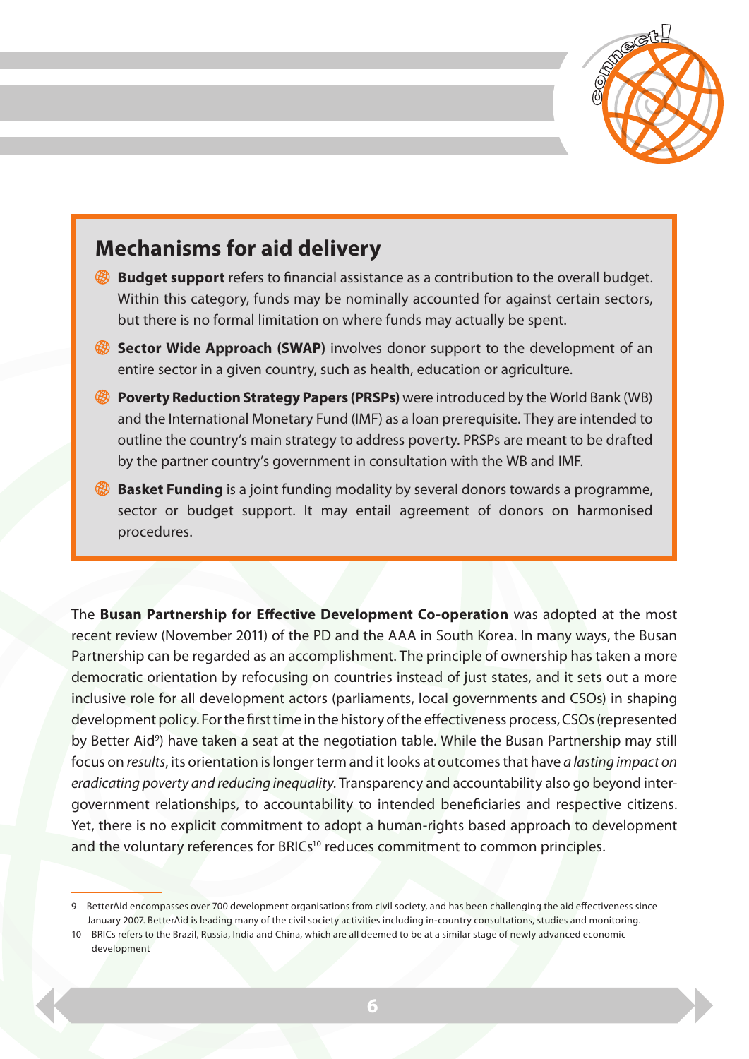## Mechanisms for aid delivery

- **Budget support** refers to financial assistance as a contribution to the overall budget. Within this category, funds may be nominally accounted for against certain sectors, but there is no formal limitation on where funds may actually be spent.
- **Sector Wide Approach (SWAP)** involves donor support to the development of an entire sector in a given country, such as health, education or agriculture.
- **Poverty Reduction Strategy Papers (PRSPs)** were introduced by the World Bank (WB) and the International Monetary Fund (IMF) as a loan prerequisite. They are intended to outline the country's main strategy to address poverty. PRSPs are meant to be drafted by the partner country's government in consultation with the WB and IMF.
- **Basket Funding** is a joint funding modality by several donors towards a programme, sector or budget support. It may entail agreement of donors on harmonised procedures.

The **Busan Partnership for Effective Development Co-operation** was adopted at the most recent review (November 2011) of the PD and the AAA in South Korea. In many ways, the Busan Partnership can be regarded as an accomplishment. The principle of ownership has taken a more democratic orientation by refocusing on countries instead of just states, and it sets out a more inclusive role for all development actors (parliaments, local governments and CSOs) in shaping development policy. For the first time in the history of the effectiveness process, CSOs (represented by Better Aid[9]) have taken a seat at the negotiation table. While the Busan Partnership may still focus on *results*, its orientation is longer term and it looks at outcomes that have *a lasting impact on eradicating poverty and reducing inequality*. Transparency and accountability also go beyond inter-government relationships, to accountability to intended beneficiaries and respective citizens. Yet, there is no explicit commitment to adopt a human-rights based approach to development and the voluntary references for BRICs[10] reduces commitment to common principles.

---

9 BetterAid encompasses over 700 development organisations from civil society, and has been challenging the aid effectiveness since January 2007. BetterAid is leading many of the civil society activities including in-country consultations, studies and monitoring.

10 BRICs refers to the Brazil, Russia, India and China, which are all deemed to be at a similar stage of newly advanced economic development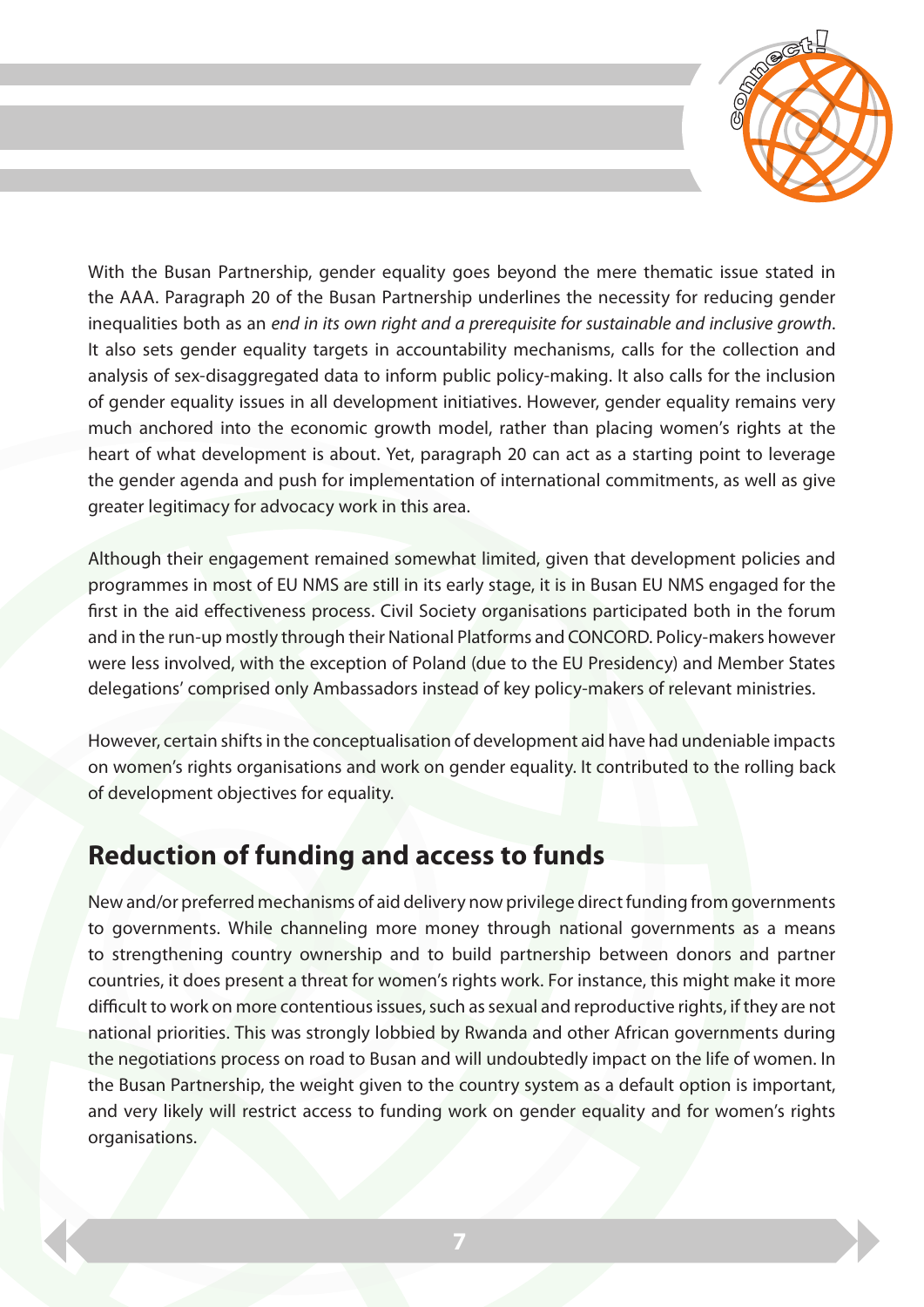With the Busan Partnership, gender equality goes beyond the mere thematic issue stated in the AAA. Paragraph 20 of the Busan Partnership underlines the necessity for reducing gender inequalities both as an *end in its own right and a prerequisite for sustainable and inclusive growth*. It also sets gender equality targets in accountability mechanisms, calls for the collection and analysis of sex-disaggregated data to inform public policy-making. It also calls for the inclusion of gender equality issues in all development initiatives. However, gender equality remains very much anchored into the economic growth model, rather than placing women's rights at the heart of what development is about. Yet, paragraph 20 can act as a starting point to leverage the gender agenda and push for implementation of international commitments, as well as give greater legitimacy for advocacy work in this area.

Although their engagement remained somewhat limited, given that development policies and programmes in most of EU NMS are still in its early stage, it is in Busan EU NMS engaged for the first in the aid effectiveness process. Civil Society organisations participated both in the forum and in the run-up mostly through their National Platforms and CONCORD. Policy-makers however were less involved, with the exception of Poland (due to the EU Presidency) and Member States delegations' comprised only Ambassadors instead of key policy-makers of relevant ministries.

However, certain shifts in the conceptualisation of development aid have had undeniable impacts on women's rights organisations and work on gender equality. It contributed to the rolling back of development objectives for equality.

## Reduction of funding and access to funds

New and/or preferred mechanisms of aid delivery now privilege direct funding from governments to governments. While channeling more money through national governments as a means to strengthening country ownership and to build partnership between donors and partner countries, it does present a threat for women's rights work. For instance, this might make it more difficult to work on more contentious issues, such as sexual and reproductive rights, if they are not national priorities. This was strongly lobbied by Rwanda and other African governments during the negotiations process on road to Busan and will undoubtedly impact on the life of women. In the Busan Partnership, the weight given to the country system as a default option is important, and very likely will restrict access to funding work on gender equality and for women's rights organisations.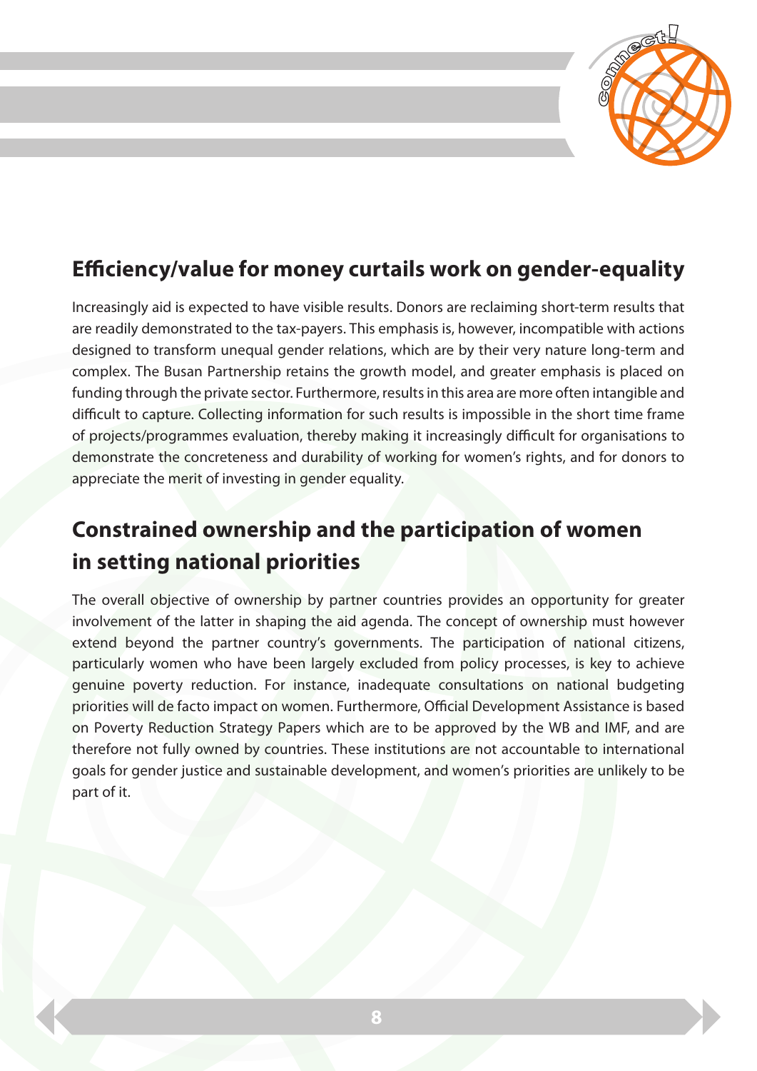## Efficiency/value for money curtails work on gender-equality

Increasingly aid is expected to have visible results. Donors are reclaiming short-term results that are readily demonstrated to the tax-payers. This emphasis is, however, incompatible with actions designed to transform unequal gender relations, which are by their very nature long-term and complex. The Busan Partnership retains the growth model, and greater emphasis is placed on funding through the private sector. Furthermore, results in this area are more often intangible and difficult to capture. Collecting information for such results is impossible in the short time frame of projects/programmes evaluation, thereby making it increasingly difficult for organisations to demonstrate the concreteness and durability of working for women's rights, and for donors to appreciate the merit of investing in gender equality.

## Constrained ownership and the participation of women in setting national priorities

The overall objective of ownership by partner countries provides an opportunity for greater involvement of the latter in shaping the aid agenda. The concept of ownership must however extend beyond the partner country's governments. The participation of national citizens, particularly women who have been largely excluded from policy processes, is key to achieve genuine poverty reduction. For instance, inadequate consultations on national budgeting priorities will de facto impact on women. Furthermore, Official Development Assistance is based on Poverty Reduction Strategy Papers which are to be approved by the WB and IMF, and are therefore not fully owned by countries. These institutions are not accountable to international goals for gender justice and sustainable development, and women's priorities are unlikely to be part of it.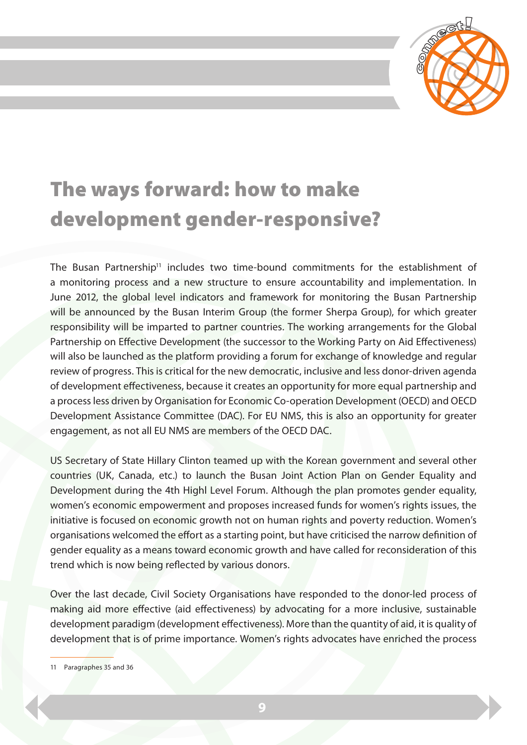# The ways forward: how to make development gender-responsive?

The Busan Partnership[11] includes two time-bound commitments for the establishment of a monitoring process and a new structure to ensure accountability and implementation. In June 2012, the global level indicators and framework for monitoring the Busan Partnership will be announced by the Busan Interim Group (the former Sherpa Group), for which greater responsibility will be imparted to partner countries. The working arrangements for the Global Partnership on Effective Development (the successor to the Working Party on Aid Effectiveness) will also be launched as the platform providing a forum for exchange of knowledge and regular review of progress. This is critical for the new democratic, inclusive and less donor-driven agenda of development effectiveness, because it creates an opportunity for more equal partnership and a process less driven by Organisation for Economic Co-operation Development (OECD) and OECD Development Assistance Committee (DAC). For EU NMS, this is also an opportunity for greater engagement, as not all EU NMS are members of the OECD DAC.

US Secretary of State Hillary Clinton teamed up with the Korean government and several other countries (UK, Canada, etc.) to launch the Busan Joint Action Plan on Gender Equality and Development during the 4th Highl Level Forum. Although the plan promotes gender equality, women's economic empowerment and proposes increased funds for women's rights issues, the initiative is focused on economic growth not on human rights and poverty reduction. Women's organisations welcomed the effort as a starting point, but have criticised the narrow definition of gender equality as a means toward economic growth and have called for reconsideration of this trend which is now being reflected by various donors.

Over the last decade, Civil Society Organisations have responded to the donor-led process of making aid more effective (aid effectiveness) by advocating for a more inclusive, sustainable development paradigm (development effectiveness). More than the quantity of aid, it is quality of development that is of prime importance. Women's rights advocates have enriched the process

---

11 Paragraphes 35 and 36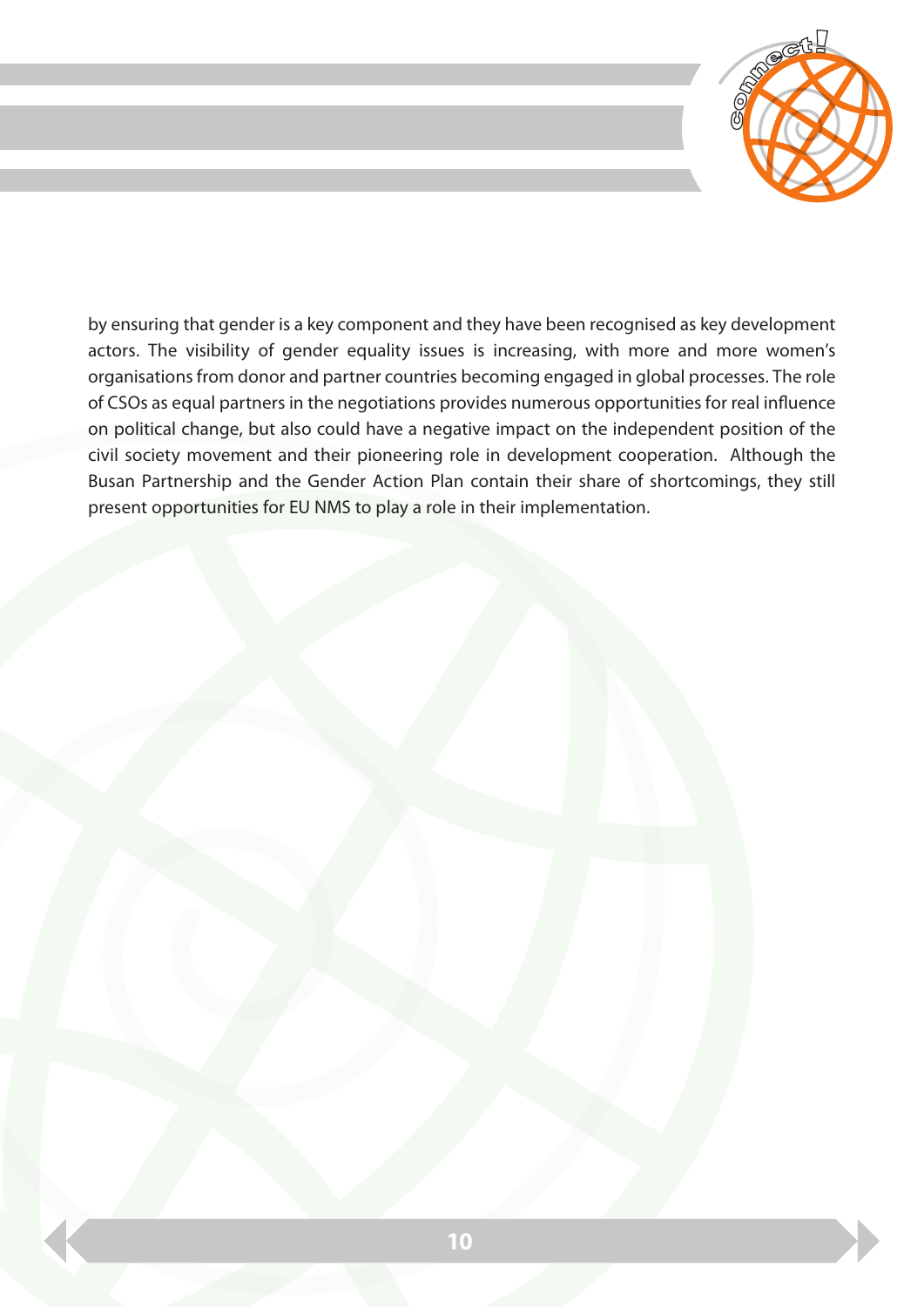by ensuring that gender is a key component and they have been recognised as key development actors. The visibility of gender equality issues is increasing, with more and more women's organisations from donor and partner countries becoming engaged in global processes. The role of CSOs as equal partners in the negotiations provides numerous opportunities for real influence on political change, but also could have a negative impact on the independent position of the civil society movement and their pioneering role in development cooperation.  Although the Busan Partnership and the Gender Action Plan contain their share of shortcomings, they still present opportunities for EU NMS to play a role in their implementation.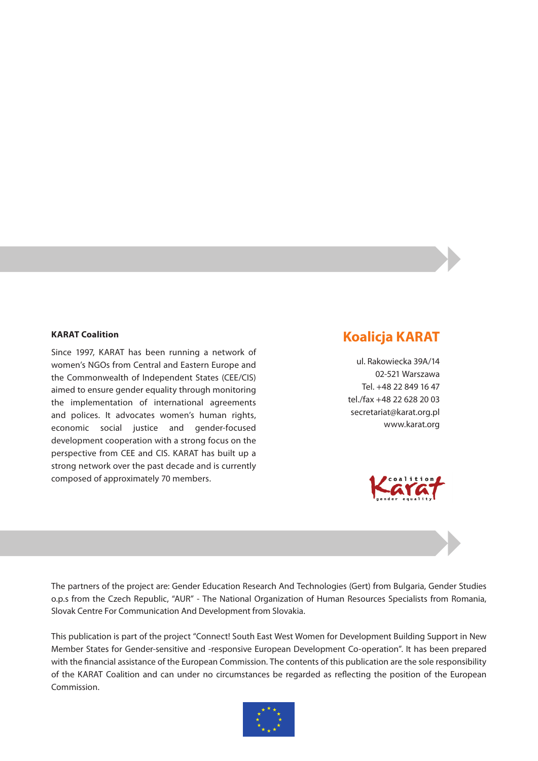**KARAT Coalition**

Since 1997, KARAT has been running a network of women's NGOs from Central and Eastern Europe and the Commonwealth of Independent States (CEE/CIS) aimed to ensure gender equality through monitoring the implementation of international agreements and polices. It advocates women's human rights, economic social justice and gender-focused development cooperation with a strong focus on the perspective from CEE and CIS. KARAT has built up a strong network over the past decade and is currently composed of approximately 70 members.

## Koalicja KARAT

ul. Rakowiecka 39A/14
02-521 Warszawa
Tel. +48 22 849 16 47
tel./fax +48 22 628 20 03
secretariat@karat.org.pl
www.karat.org

The partners of the project are: Gender Education Research And Technologies (Gert) from Bulgaria, Gender Studies o.p.s from the Czech Republic, "AUR" - The National Organization of Human Resources Specialists from Romania, Slovak Centre For Communication And Development from Slovakia.

This publication is part of the project "Connect! South East West Women for Development Building Support in New Member States for Gender-sensitive and -responsive European Development Co-operation". It has been prepared with the financial assistance of the European Commission. The contents of this publication are the sole responsibility of the KARAT Coalition and can under no circumstances be regarded as reflecting the position of the European Commission.